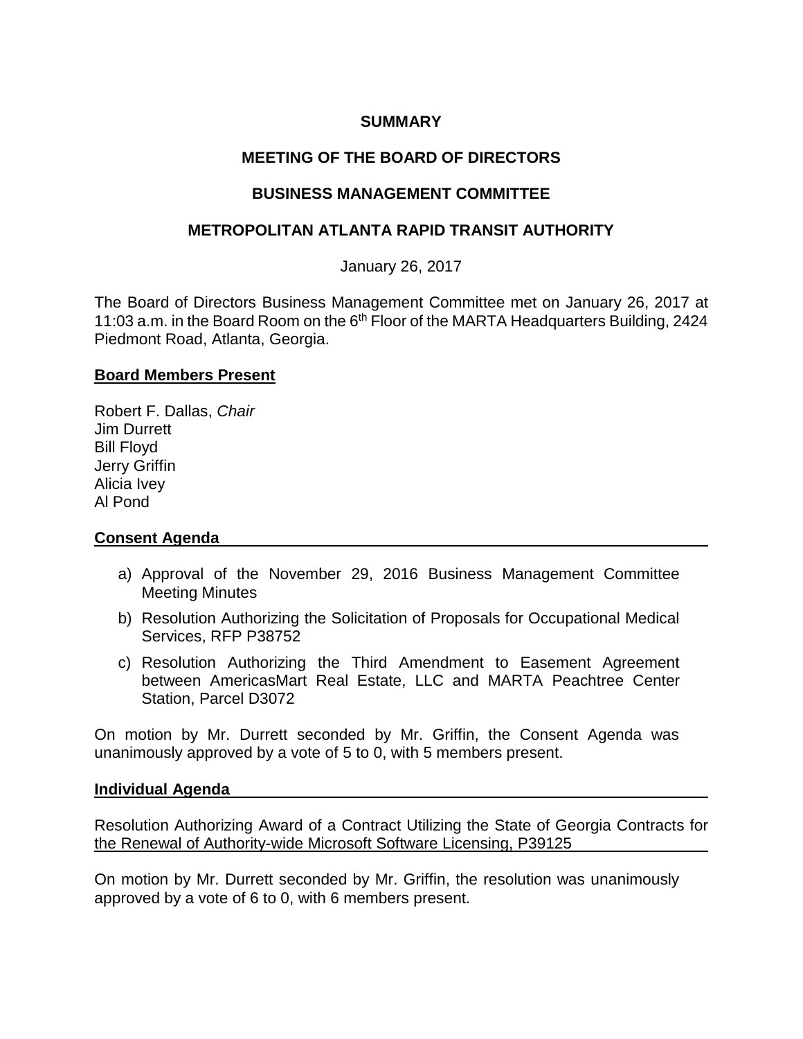**SUMMARY**

**MEETING OF THE BOARD OF DIRECTORS**

**BUSINESS MANAGEMENT COMMITTEE**

**METROPOLITAN ATLANTA RAPID TRANSIT AUTHORITY**

January 26, 2017

The Board of Directors Business Management Committee met on January 26, 2017 at 11:03 a.m. in the Board Room on the 6th Floor of the MARTA Headquarters Building, 2424 Piedmont Road, Atlanta, Georgia.

## Board Members Present

Robert F. Dallas, *Chair*
Jim Durrett
Bill Floyd
Jerry Griffin
Alicia Ivey
Al Pond

## Consent Agenda

a) Approval of the November 29, 2016 Business Management Committee Meeting Minutes
b) Resolution Authorizing the Solicitation of Proposals for Occupational Medical Services, RFP P38752
c) Resolution Authorizing the Third Amendment to Easement Agreement between AmericasMart Real Estate, LLC and MARTA Peachtree Center Station, Parcel D3072

On motion by Mr. Durrett seconded by Mr. Griffin, the Consent Agenda was unanimously approved by a vote of 5 to 0, with 5 members present.

## Individual Agenda

Resolution Authorizing Award of a Contract Utilizing the State of Georgia Contracts for the Renewal of Authority-wide Microsoft Software Licensing, P39125

On motion by Mr. Durrett seconded by Mr. Griffin, the resolution was unanimously approved by a vote of 6 to 0, with 6 members present.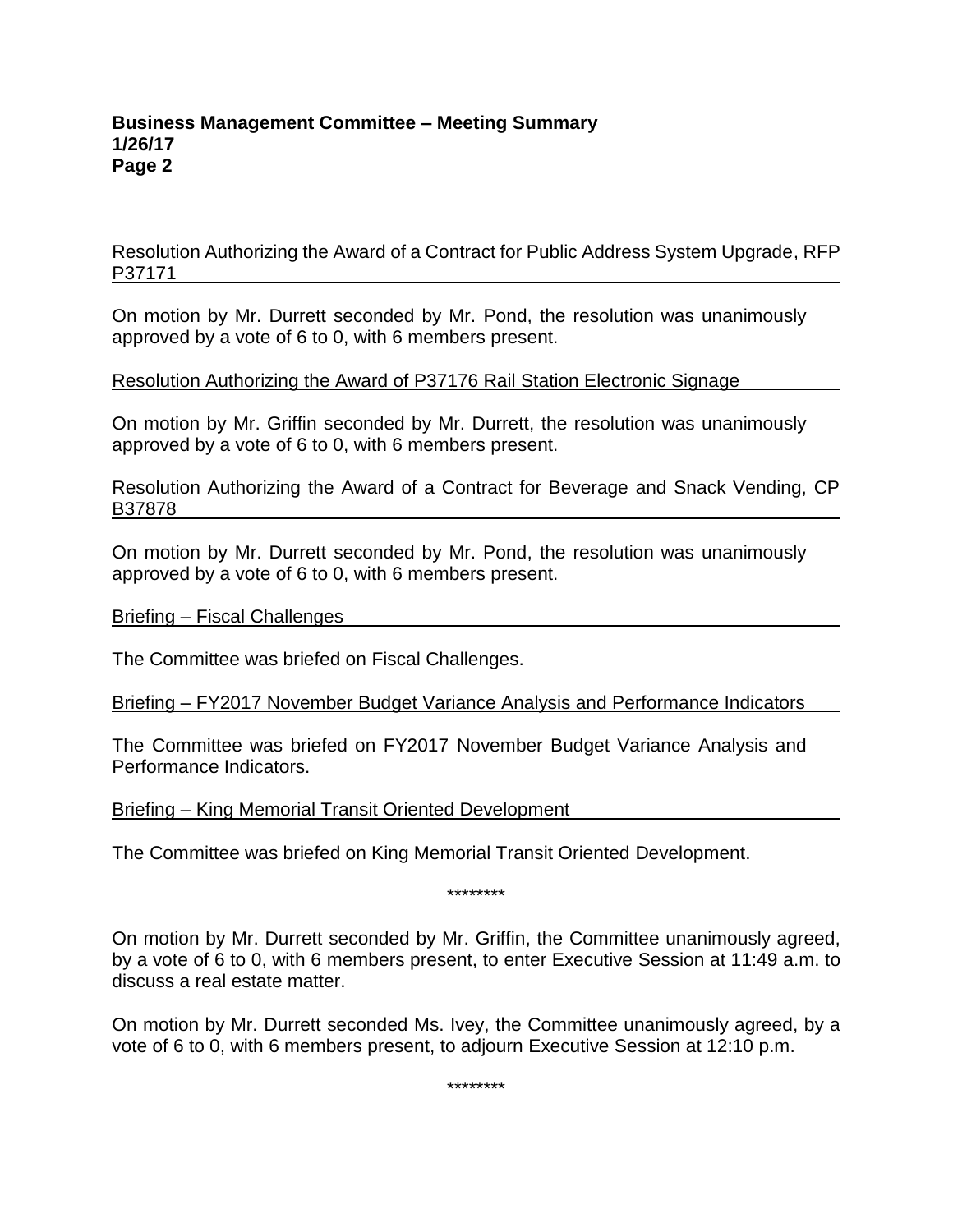Resolution Authorizing the Award of a Contract for Public Address System Upgrade, RFP P37171

On motion by Mr. Durrett seconded by Mr. Pond, the resolution was unanimously approved by a vote of 6 to 0, with 6 members present.

Resolution Authorizing the Award of P37176 Rail Station Electronic Signage

On motion by Mr. Griffin seconded by Mr. Durrett, the resolution was unanimously approved by a vote of 6 to 0, with 6 members present.

Resolution Authorizing the Award of a Contract for Beverage and Snack Vending, CP B37878

On motion by Mr. Durrett seconded by Mr. Pond, the resolution was unanimously approved by a vote of 6 to 0, with 6 members present.

Briefing – Fiscal Challenges

The Committee was briefed on Fiscal Challenges.

Briefing – FY2017 November Budget Variance Analysis and Performance Indicators

The Committee was briefed on FY2017 November Budget Variance Analysis and Performance Indicators.

Briefing – King Memorial Transit Oriented Development

The Committee was briefed on King Memorial Transit Oriented Development.

********

On motion by Mr. Durrett seconded by Mr. Griffin, the Committee unanimously agreed, by a vote of 6 to 0, with 6 members present, to enter Executive Session at 11:49 a.m. to discuss a real estate matter.

On motion by Mr. Durrett seconded Ms. Ivey, the Committee unanimously agreed, by a vote of 6 to 0, with 6 members present, to adjourn Executive Session at 12:10 p.m.

********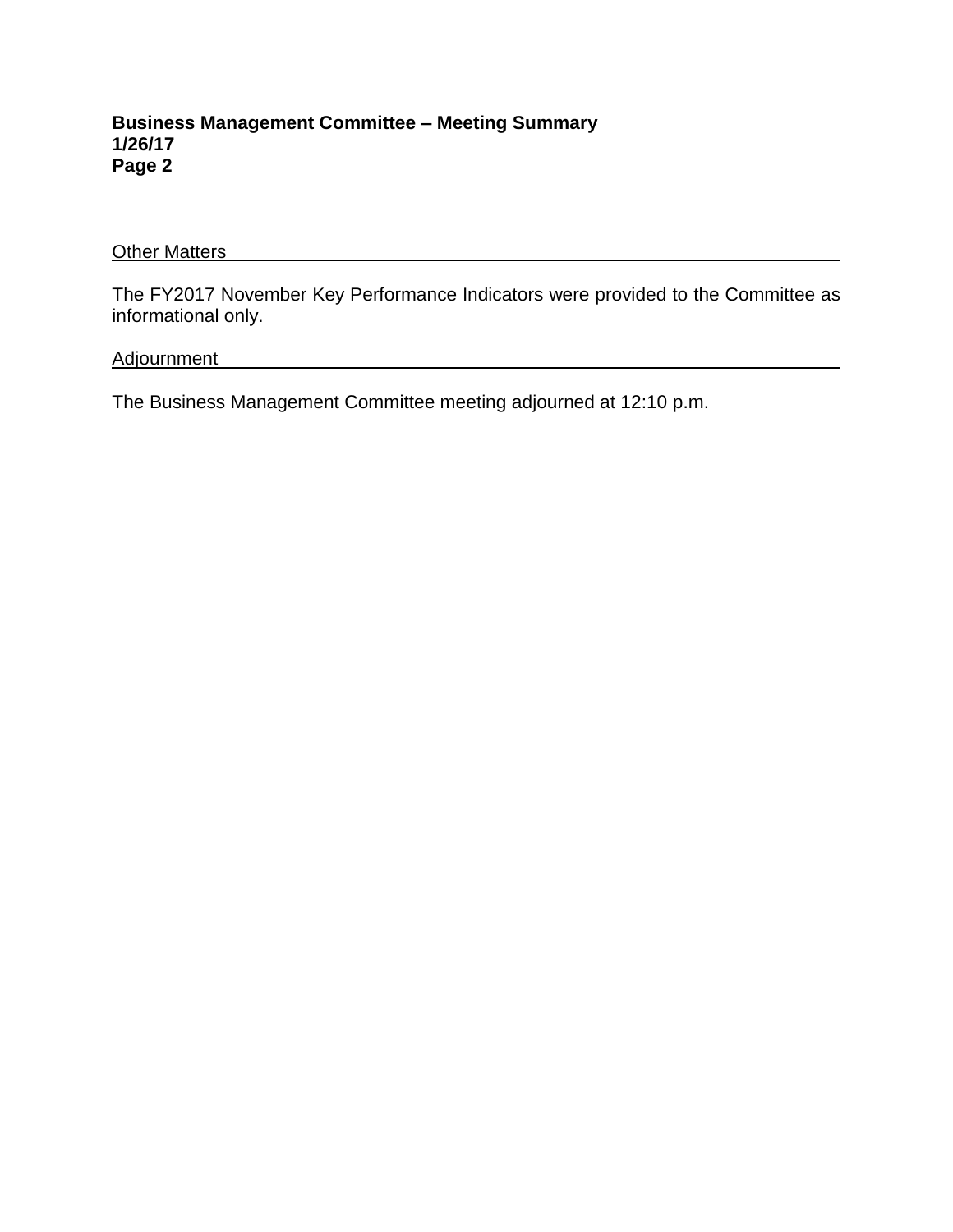Other Matters

The FY2017 November Key Performance Indicators were provided to the Committee as informational only.

Adjournment

The Business Management Committee meeting adjourned at 12:10 p.m.